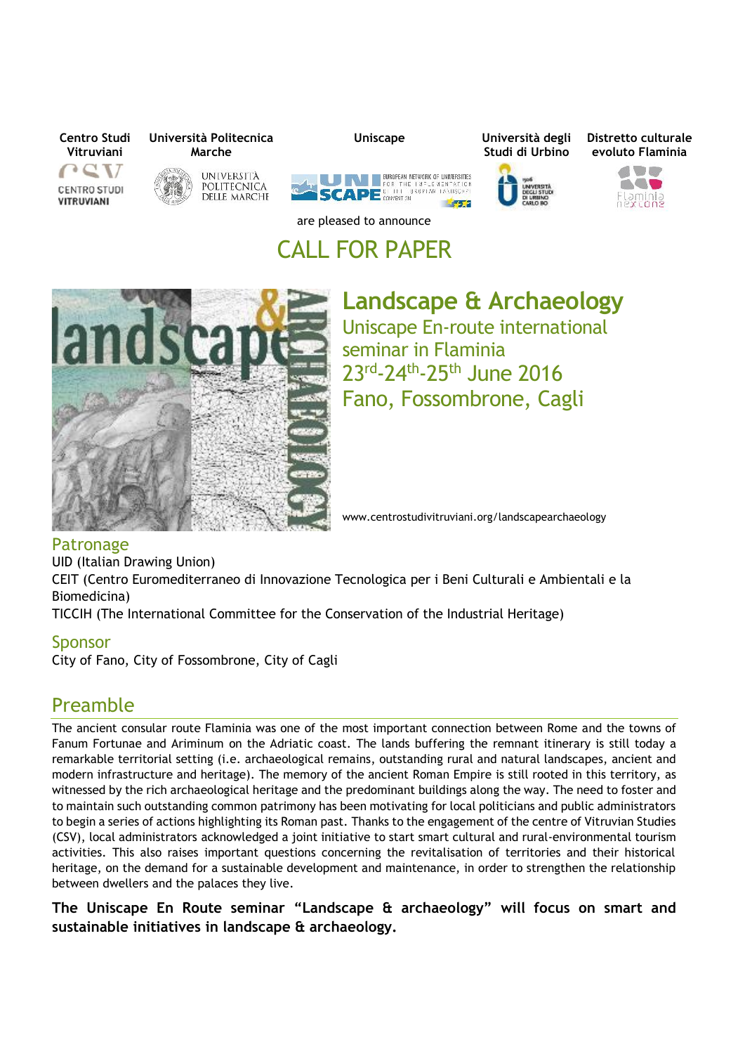Centro Studi Vitruviani | Università Politecnica Marche | Uniscape | Università degli Studi di Urbino | Distretto culturale evoluto Flaminia

are pleased to announce

# CALL FOR PAPER

## Landscape & Archaeology

Uniscape En-route international seminar in Flaminia

23rd-24th-25th June 2016

Fano, Fossombrone, Cagli

www.centrostudivitruviani.org/landscapearchaeology

### Patronage

UID (Italian Drawing Union)

CEIT (Centro Euromediterraneo di Innovazione Tecnologica per i Beni Culturali e Ambientali e la Biomedicina)

TICCIH (The International Committee for the Conservation of the Industrial Heritage)

### Sponsor

City of Fano, City of Fossombrone, City of Cagli

## Preamble

The ancient consular route Flaminia was one of the most important connection between Rome and the towns of Fanum Fortunae and Ariminum on the Adriatic coast. The lands buffering the remnant itinerary is still today a remarkable territorial setting (i.e. archaeological remains, outstanding rural and natural landscapes, ancient and modern infrastructure and heritage). The memory of the ancient Roman Empire is still rooted in this territory, as witnessed by the rich archaeological heritage and the predominant buildings along the way. The need to foster and to maintain such outstanding common patrimony has been motivating for local politicians and public administrators to begin a series of actions highlighting its Roman past. Thanks to the engagement of the centre of Vitruvian Studies (CSV), local administrators acknowledged a joint initiative to start smart cultural and rural-environmental tourism activities. This also raises important questions concerning the revitalisation of territories and their historical heritage, on the demand for a sustainable development and maintenance, in order to strengthen the relationship between dwellers and the palaces they live.

**The Uniscape En Route seminar "Landscape & archaeology" will focus on smart and sustainable initiatives in landscape & archaeology.**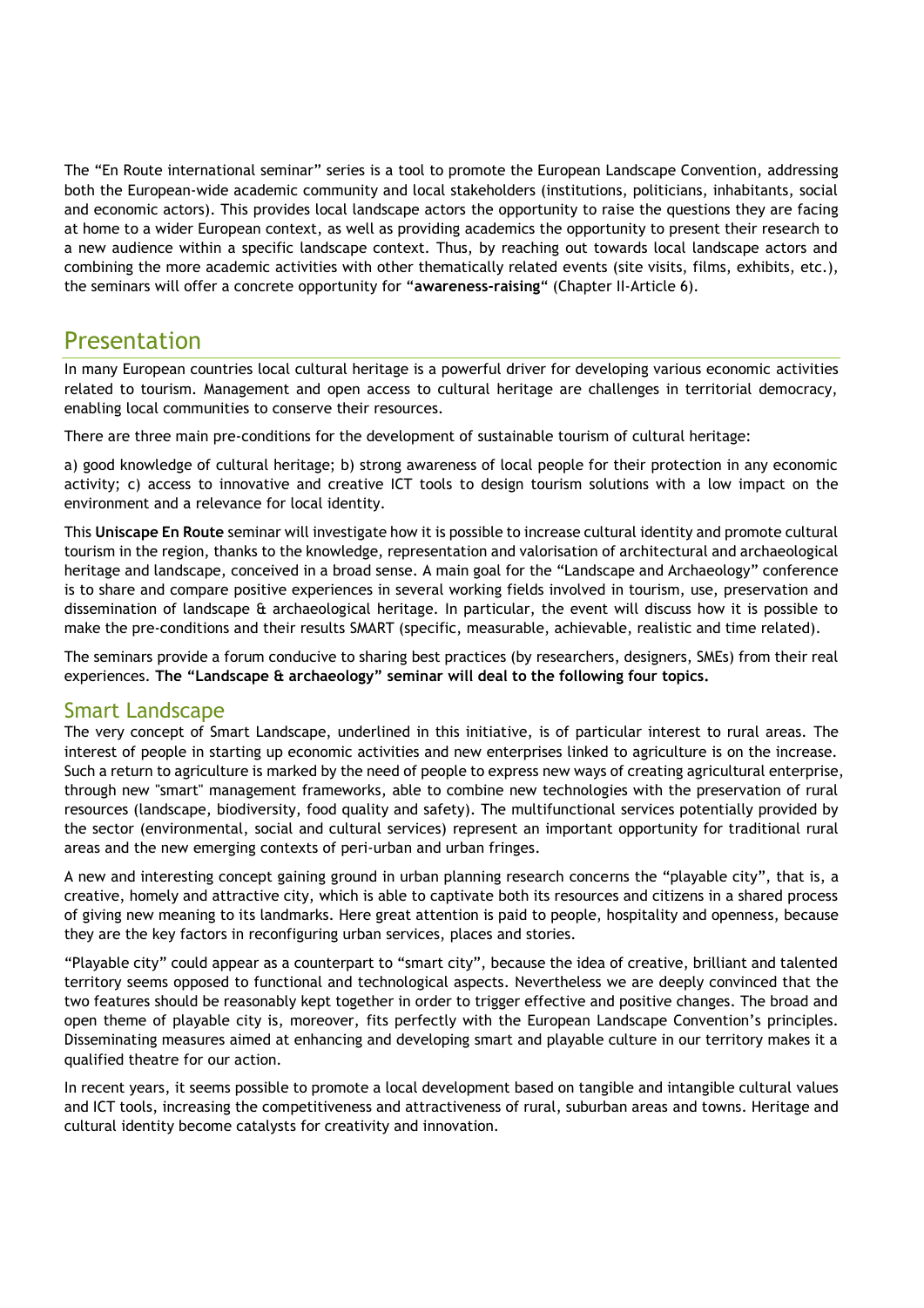The “En Route international seminar” series is a tool to promote the European Landscape Convention, addressing both the European-wide academic community and local stakeholders (institutions, politicians, inhabitants, social and economic actors). This provides local landscape actors the opportunity to raise the questions they are facing at home to a wider European context, as well as providing academics the opportunity to present their research to a new audience within a specific landscape context. Thus, by reaching out towards local landscape actors and combining the more academic activities with other thematically related events (site visits, films, exhibits, etc.), the seminars will offer a concrete opportunity for “**awareness-raising**“ (Chapter II-Article 6).

## Presentation

In many European countries local cultural heritage is a powerful driver for developing various economic activities related to tourism. Management and open access to cultural heritage are challenges in territorial democracy, enabling local communities to conserve their resources.

There are three main pre-conditions for the development of sustainable tourism of cultural heritage:

a) good knowledge of cultural heritage; b) strong awareness of local people for their protection in any economic activity; c) access to innovative and creative ICT tools to design tourism solutions with a low impact on the environment and a relevance for local identity.

This **Uniscape En Route** seminar will investigate how it is possible to increase cultural identity and promote cultural tourism in the region, thanks to the knowledge, representation and valorisation of architectural and archaeological heritage and landscape, conceived in a broad sense. A main goal for the “Landscape and Archaeology” conference is to share and compare positive experiences in several working fields involved in tourism, use, preservation and dissemination of landscape & archaeological heritage. In particular, the event will discuss how it is possible to make the pre-conditions and their results SMART (specific, measurable, achievable, realistic and time related).

The seminars provide a forum conducive to sharing best practices (by researchers, designers, SMEs) from their real experiences. **The “Landscape & archaeology” seminar will deal to the following four topics.**

### Smart Landscape

The very concept of Smart Landscape, underlined in this initiative, is of particular interest to rural areas. The interest of people in starting up economic activities and new enterprises linked to agriculture is on the increase. Such a return to agriculture is marked by the need of people to express new ways of creating agricultural enterprise, through new "smart" management frameworks, able to combine new technologies with the preservation of rural resources (landscape, biodiversity, food quality and safety). The multifunctional services potentially provided by the sector (environmental, social and cultural services) represent an important opportunity for traditional rural areas and the new emerging contexts of peri-urban and urban fringes.

A new and interesting concept gaining ground in urban planning research concerns the “playable city”, that is, a creative, homely and attractive city, which is able to captivate both its resources and citizens in a shared process of giving new meaning to its landmarks. Here great attention is paid to people, hospitality and openness, because they are the key factors in reconfiguring urban services, places and stories.

“Playable city” could appear as a counterpart to “smart city”, because the idea of creative, brilliant and talented territory seems opposed to functional and technological aspects. Nevertheless we are deeply convinced that the two features should be reasonably kept together in order to trigger effective and positive changes. The broad and open theme of playable city is, moreover, fits perfectly with the European Landscape Convention’s principles. Disseminating measures aimed at enhancing and developing smart and playable culture in our territory makes it a qualified theatre for our action.

In recent years, it seems possible to promote a local development based on tangible and intangible cultural values and ICT tools, increasing the competitiveness and attractiveness of rural, suburban areas and towns. Heritage and cultural identity become catalysts for creativity and innovation.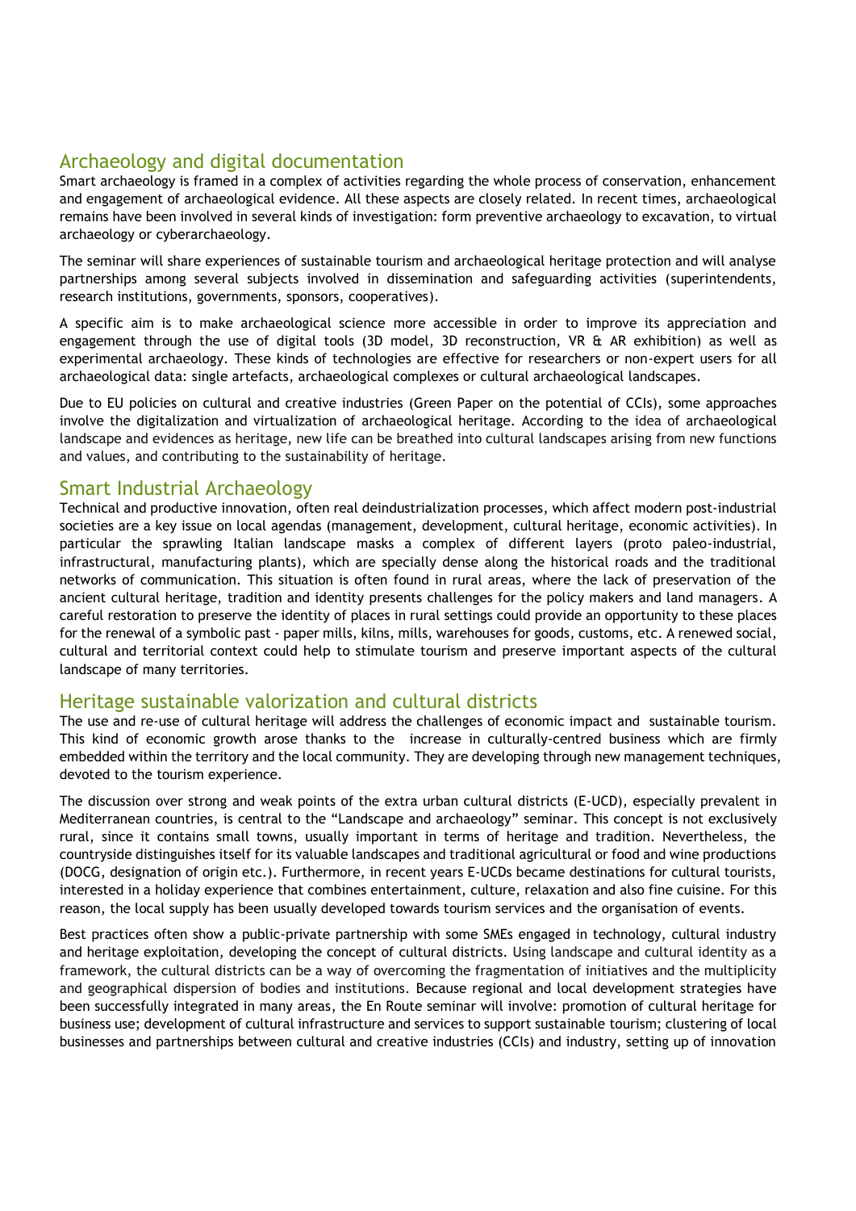## Archaeology and digital documentation

Smart archaeology is framed in a complex of activities regarding the whole process of conservation, enhancement and engagement of archaeological evidence. All these aspects are closely related. In recent times, archaeological remains have been involved in several kinds of investigation: form preventive archaeology to excavation, to virtual archaeology or cyberarchaeology.

The seminar will share experiences of sustainable tourism and archaeological heritage protection and will analyse partnerships among several subjects involved in dissemination and safeguarding activities (superintendents, research institutions, governments, sponsors, cooperatives).

A specific aim is to make archaeological science more accessible in order to improve its appreciation and engagement through the use of digital tools (3D model, 3D reconstruction, VR & AR exhibition) as well as experimental archaeology. These kinds of technologies are effective for researchers or non-expert users for all archaeological data: single artefacts, archaeological complexes or cultural archaeological landscapes.

Due to EU policies on cultural and creative industries (Green Paper on the potential of CCIs), some approaches involve the digitalization and virtualization of archaeological heritage. According to the idea of archaeological landscape and evidences as heritage, new life can be breathed into cultural landscapes arising from new functions and values, and contributing to the sustainability of heritage.

## Smart Industrial Archaeology

Technical and productive innovation, often real deindustrialization processes, which affect modern post-industrial societies are a key issue on local agendas (management, development, cultural heritage, economic activities). In particular the sprawling Italian landscape masks a complex of different layers (proto paleo-industrial, infrastructural, manufacturing plants), which are specially dense along the historical roads and the traditional networks of communication. This situation is often found in rural areas, where the lack of preservation of the ancient cultural heritage, tradition and identity presents challenges for the policy makers and land managers. A careful restoration to preserve the identity of places in rural settings could provide an opportunity to these places for the renewal of a symbolic past - paper mills, kilns, mills, warehouses for goods, customs, etc. A renewed social, cultural and territorial context could help to stimulate tourism and preserve important aspects of the cultural landscape of many territories.

## Heritage sustainable valorization and cultural districts

The use and re-use of cultural heritage will address the challenges of economic impact and sustainable tourism. This kind of economic growth arose thanks to the increase in culturally-centred business which are firmly embedded within the territory and the local community. They are developing through new management techniques, devoted to the tourism experience.

The discussion over strong and weak points of the extra urban cultural districts (E-UCD), especially prevalent in Mediterranean countries, is central to the "Landscape and archaeology" seminar. This concept is not exclusively rural, since it contains small towns, usually important in terms of heritage and tradition. Nevertheless, the countryside distinguishes itself for its valuable landscapes and traditional agricultural or food and wine productions (DOCG, designation of origin etc.). Furthermore, in recent years E-UCDs became destinations for cultural tourists, interested in a holiday experience that combines entertainment, culture, relaxation and also fine cuisine. For this reason, the local supply has been usually developed towards tourism services and the organisation of events.

Best practices often show a public-private partnership with some SMEs engaged in technology, cultural industry and heritage exploitation, developing the concept of cultural districts. Using landscape and cultural identity as a framework, the cultural districts can be a way of overcoming the fragmentation of initiatives and the multiplicity and geographical dispersion of bodies and institutions. Because regional and local development strategies have been successfully integrated in many areas, the En Route seminar will involve: promotion of cultural heritage for business use; development of cultural infrastructure and services to support sustainable tourism; clustering of local businesses and partnerships between cultural and creative industries (CCIs) and industry, setting up of innovation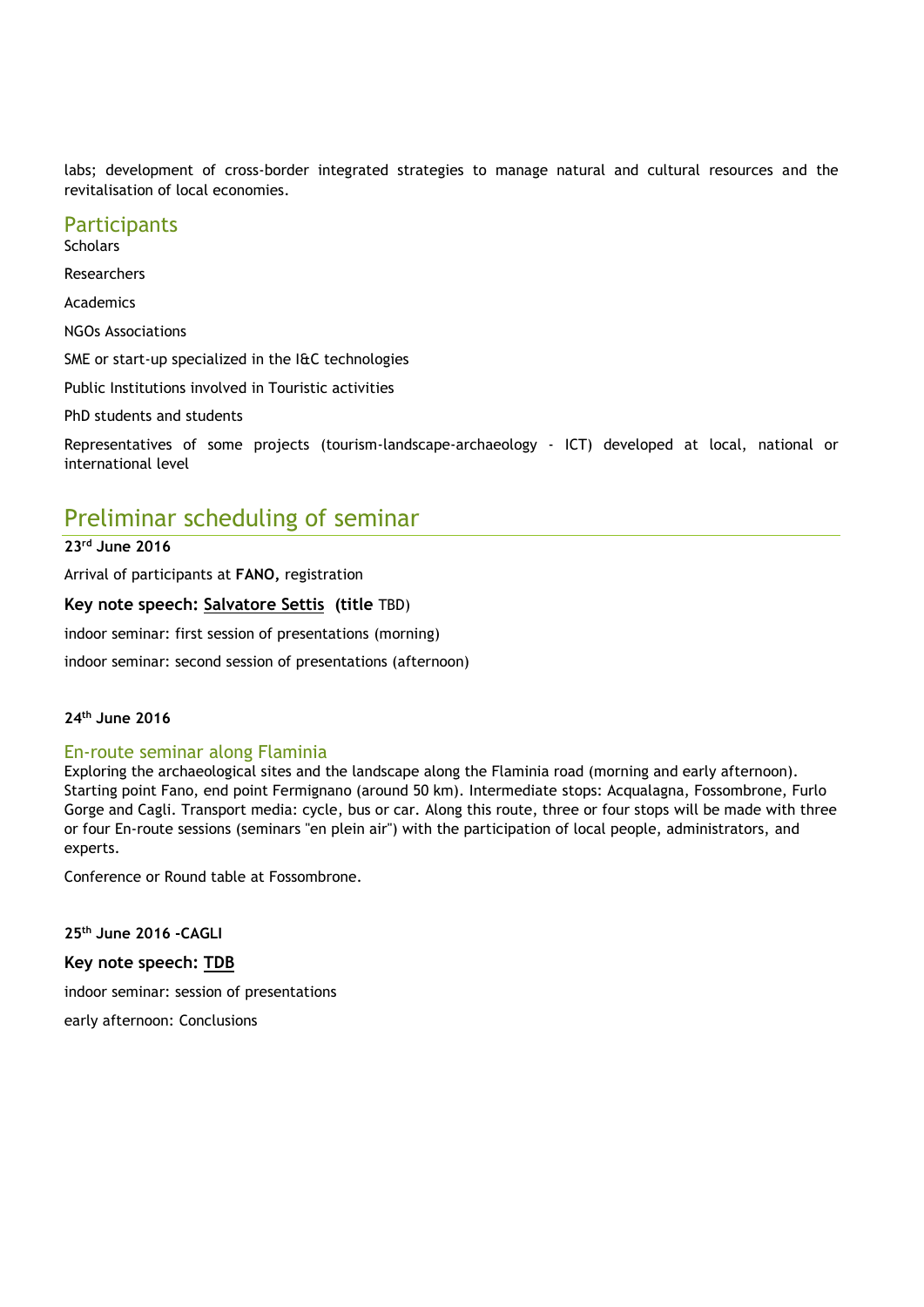labs; development of cross-border integrated strategies to manage natural and cultural resources and the revitalisation of local economies.

## Participants

Scholars

Researchers

Academics

NGOs Associations

SME or start-up specialized in the I&C technologies

Public Institutions involved in Touristic activities

PhD students and students

Representatives of some projects (tourism-landscape-archaeology - ICT) developed at local, national or international level

# Preliminar scheduling of seminar

**23rd June 2016**

Arrival of participants at **FANO,** registration

**Key note speech: Salvatore Settis (title** TBD)

indoor seminar: first session of presentations (morning)

indoor seminar: second session of presentations (afternoon)

**24th June 2016**

## En-route seminar along Flaminia

Exploring the archaeological sites and the landscape along the Flaminia road (morning and early afternoon). Starting point Fano, end point Fermignano (around 50 km). Intermediate stops: Acqualagna, Fossombrone, Furlo Gorge and Cagli. Transport media: cycle, bus or car. Along this route, three or four stops will be made with three or four En-route sessions (seminars "en plein air") with the participation of local people, administrators, and experts.

Conference or Round table at Fossombrone.

**25th June 2016 -CAGLI**

**Key note speech: TDB**

indoor seminar: session of presentations

early afternoon: Conclusions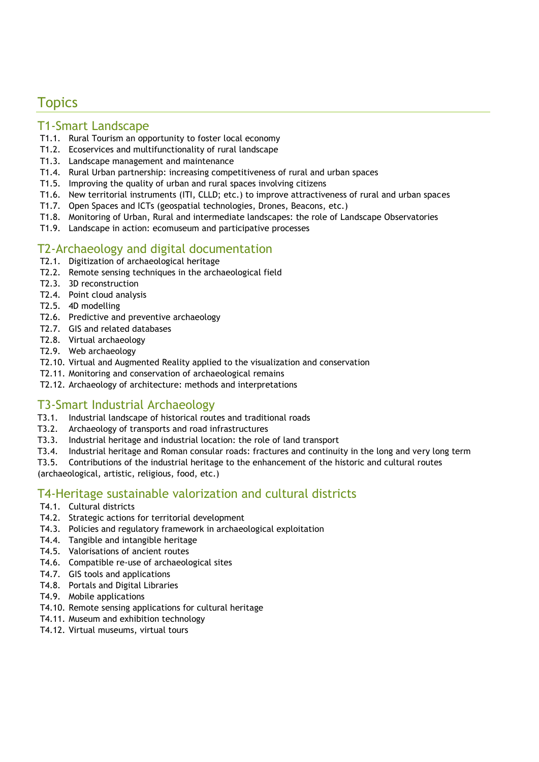# Topics

## T1-Smart Landscape

- T1.1. Rural Tourism an opportunity to foster local economy
- T1.2. Ecoservices and multifunctionality of rural landscape
- T1.3. Landscape management and maintenance
- T1.4. Rural Urban partnership: increasing competitiveness of rural and urban spaces
- T1.5. Improving the quality of urban and rural spaces involving citizens
- T1.6. New territorial instruments (ITI, CLLD; etc.) to improve attractiveness of rural and urban spaces
- T1.7. Open Spaces and ICTs (geospatial technologies, Drones, Beacons, etc.)
- T1.8. Monitoring of Urban, Rural and intermediate landscapes: the role of Landscape Observatories
- T1.9. Landscape in action: ecomuseum and participative processes

## T2-Archaeology and digital documentation

- T2.1. Digitization of archaeological heritage
- T2.2. Remote sensing techniques in the archaeological field
- T2.3. 3D reconstruction
- T2.4. Point cloud analysis
- T2.5. 4D modelling
- T2.6. Predictive and preventive archaeology
- T2.7. GIS and related databases
- T2.8. Virtual archaeology
- T2.9. Web archaeology
- T2.10. Virtual and Augmented Reality applied to the visualization and conservation
- T2.11. Monitoring and conservation of archaeological remains
- T2.12. Archaeology of architecture: methods and interpretations

## T3-Smart Industrial Archaeology

- T3.1. Industrial landscape of historical routes and traditional roads
- T3.2. Archaeology of transports and road infrastructures
- T3.3. Industrial heritage and industrial location: the role of land transport
- T3.4. Industrial heritage and Roman consular roads: fractures and continuity in the long and very long term
- T3.5. Contributions of the industrial heritage to the enhancement of the historic and cultural routes (archaeological, artistic, religious, food, etc.)

## T4-Heritage sustainable valorization and cultural districts

- T4.1. Cultural districts
- T4.2. Strategic actions for territorial development
- T4.3. Policies and regulatory framework in archaeological exploitation
- T4.4. Tangible and intangible heritage
- T4.5. Valorisations of ancient routes
- T4.6. Compatible re-use of archaeological sites
- T4.7. GIS tools and applications
- T4.8. Portals and Digital Libraries
- T4.9. Mobile applications
- T4.10. Remote sensing applications for cultural heritage
- T4.11. Museum and exhibition technology
- T4.12. Virtual museums, virtual tours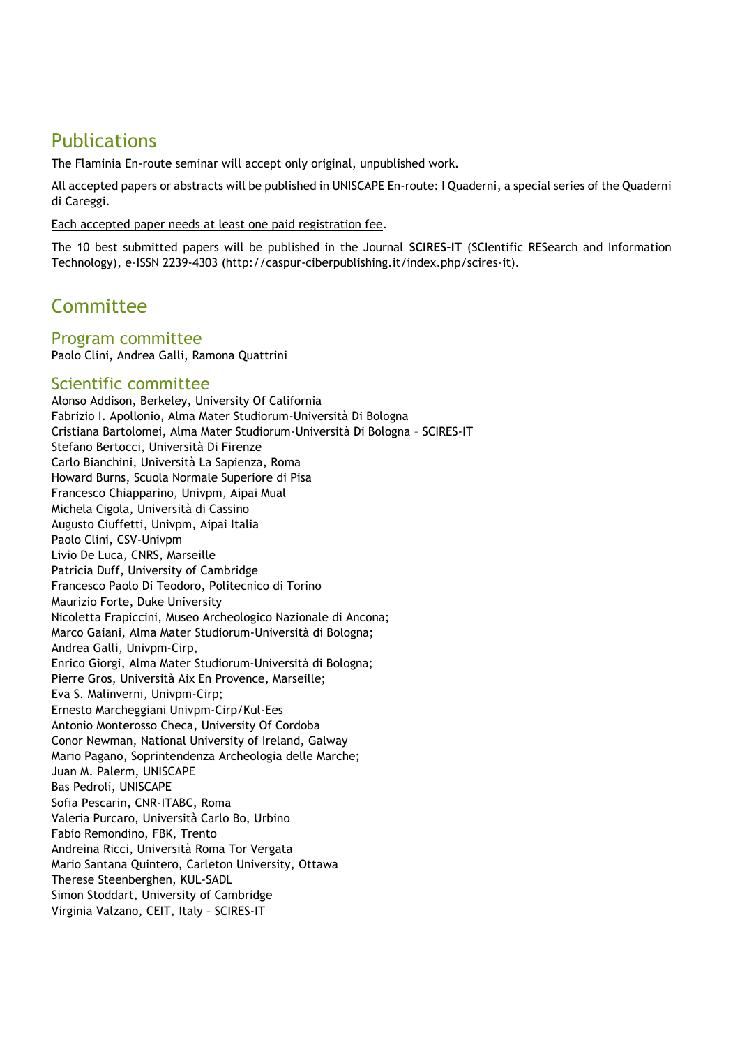## Publications

The Flaminia En-route seminar will accept only original, unpublished work.

All accepted papers or abstracts will be published in UNISCAPE En-route: I Quaderni, a special series of the Quaderni di Careggi.

<u>Each accepted paper needs at least one paid registration fee</u>.

The 10 best submitted papers will be published in the Journal **SCIRES-IT** (SCIentific RESearch and Information Technology), e-ISSN 2239-4303 (http://caspur-ciberpublishing.it/index.php/scires-it).

## Committee

### Program committee

Paolo Clini, Andrea Galli, Ramona Quattrini

### Scientific committee

Alonso Addison, Berkeley, University Of California
Fabrizio I. Apollonio, Alma Mater Studiorum-Università Di Bologna
Cristiana Bartolomei, Alma Mater Studiorum-Università Di Bologna – SCIRES-IT
Stefano Bertocci, Università Di Firenze
Carlo Bianchini, Università La Sapienza, Roma
Howard Burns, Scuola Normale Superiore di Pisa
Francesco Chiapparino, Univpm, Aipai Mual
Michela Cigola, Università di Cassino
Augusto Ciuffetti, Univpm, Aipai Italia
Paolo Clini, CSV-Univpm
Livio De Luca, CNRS, Marseille
Patricia Duff, University of Cambridge
Francesco Paolo Di Teodoro, Politecnico di Torino
Maurizio Forte, Duke University
Nicoletta Frapiccini, Museo Archeologico Nazionale di Ancona;
Marco Gaiani, Alma Mater Studiorum-Università di Bologna;
Andrea Galli, Univpm-Cirp,
Enrico Giorgi, Alma Mater Studiorum-Università di Bologna;
Pierre Gros, Università Aix En Provence, Marseille;
Eva S. Malinverni, Univpm-Cirp;
Ernesto Marcheggiani Univpm-Cirp/Kul-Ees
Antonio Monterosso Checa, University Of Cordoba
Conor Newman, National University of Ireland, Galway
Mario Pagano, Soprintendenza Archeologia delle Marche;
Juan M. Palerm, UNISCAPE
Bas Pedroli, UNISCAPE
Sofia Pescarin, CNR-ITABC, Roma
Valeria Purcaro, Università Carlo Bo, Urbino
Fabio Remondino, FBK, Trento
Andreina Ricci, Università Roma Tor Vergata
Mario Santana Quintero, Carleton University, Ottawa
Therese Steenberghen, KUL-SADL
Simon Stoddart, University of Cambridge
Virginia Valzano, CEIT, Italy – SCIRES-IT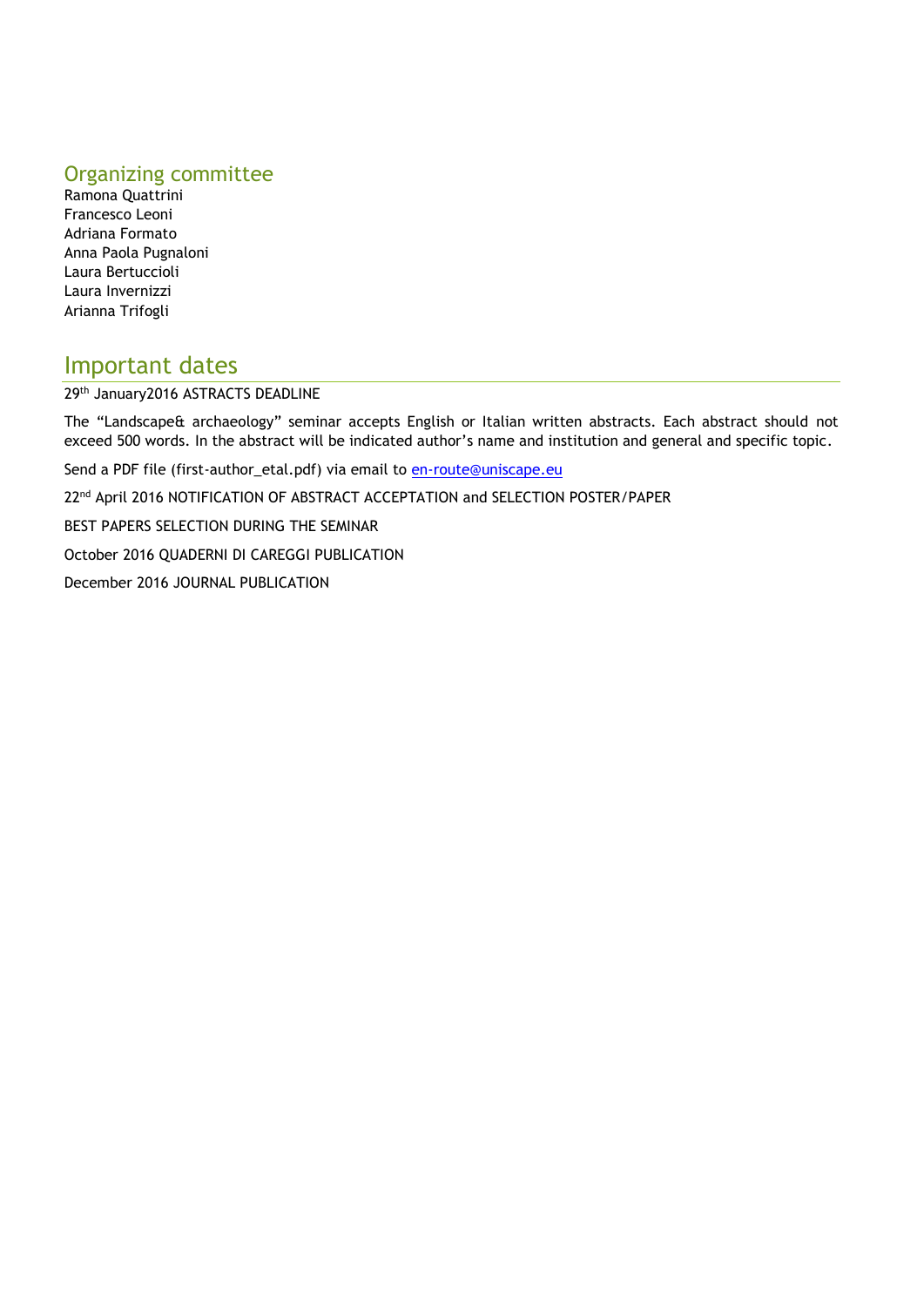## Organizing committee

Ramona Quattrini
Francesco Leoni
Adriana Formato
Anna Paola Pugnaloni
Laura Bertuccioli
Laura Invernizzi
Arianna Trifogli

## Important dates

29th January2016 ASTRACTS DEADLINE

The "Landscape& archaeology" seminar accepts English or Italian written abstracts. Each abstract should not exceed 500 words. In the abstract will be indicated author's name and institution and general and specific topic.

Send a PDF file (first-author_etal.pdf) via email to en-route@uniscape.eu

22nd April 2016 NOTIFICATION OF ABSTRACT ACCEPTATION and SELECTION POSTER/PAPER

BEST PAPERS SELECTION DURING THE SEMINAR

October 2016 QUADERNI DI CAREGGI PUBLICATION

December 2016 JOURNAL PUBLICATION